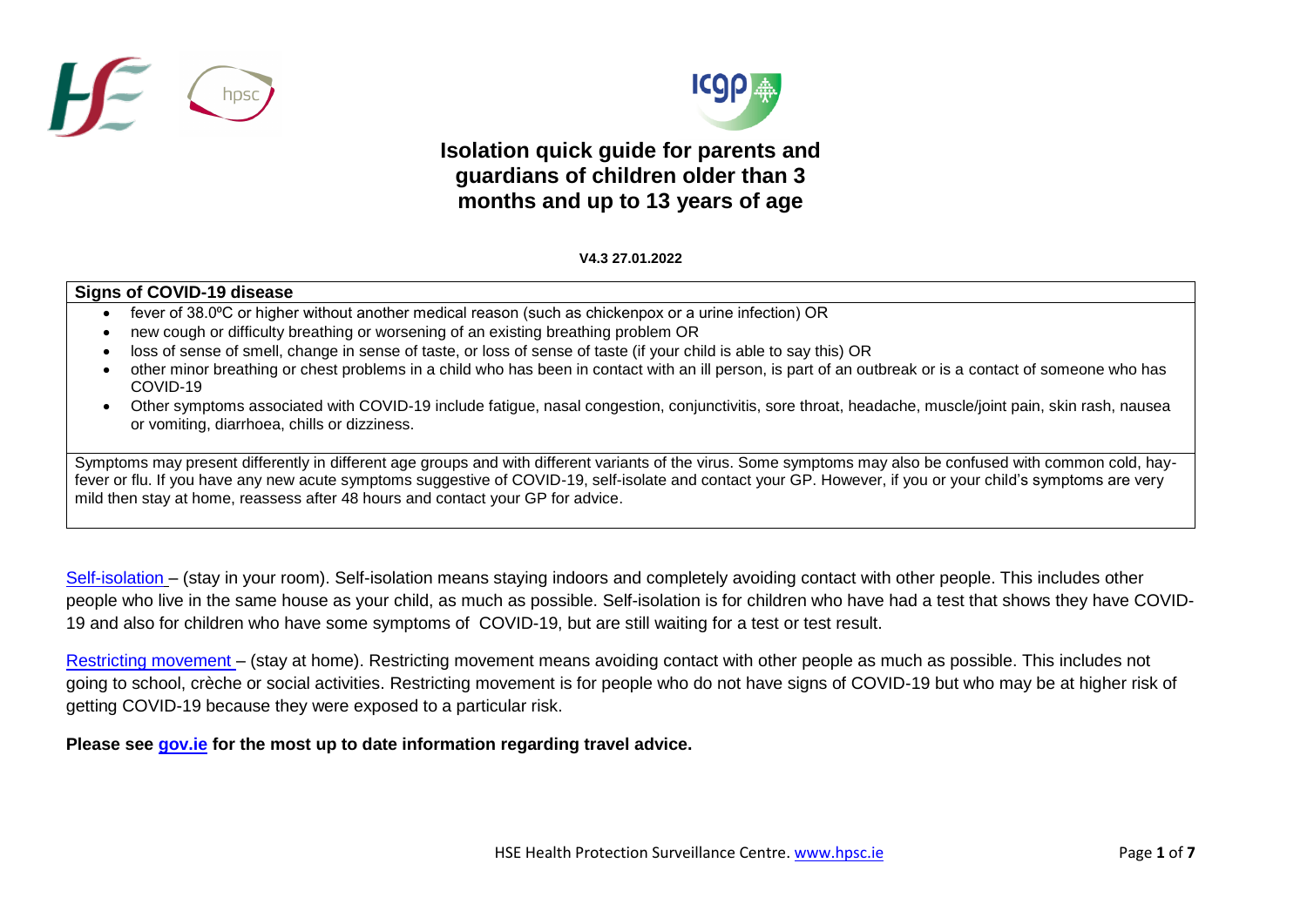# Isolation quick guide for parents and guardians of children older than 3 months and up to 13 years of age

**V4.3 27.01.2022**

**Signs of COVID-19 disease**

- fever of 38.0ºC or higher without another medical reason (such as chickenpox or a urine infection) OR
- new cough or difficulty breathing or worsening of an existing breathing problem OR
- loss of sense of smell, change in sense of taste, or loss of sense of taste (if your child is able to say this) OR
- other minor breathing or chest problems in a child who has been in contact with an ill person, is part of an outbreak or is a contact of someone who has COVID-19
- Other symptoms associated with COVID-19 include fatigue, nasal congestion, conjunctivitis, sore throat, headache, muscle/joint pain, skin rash, nausea or vomiting, diarrhoea, chills or dizziness.

Symptoms may present differently in different age groups and with different variants of the virus. Some symptoms may also be confused with common cold, hay-fever or flu. If you have any new acute symptoms suggestive of COVID-19, self-isolate and contact your GP. However, if you or your child's symptoms are very mild then stay at home, reassess after 48 hours and contact your GP for advice.

Self-isolation – (stay in your room). Self-isolation means staying indoors and completely avoiding contact with other people. This includes other people who live in the same house as your child, as much as possible. Self-isolation is for children who have had a test that shows they have COVID-19 and also for children who have some symptoms of COVID-19, but are still waiting for a test or test result.

Restricting movement – (stay at home). Restricting movement means avoiding contact with other people as much as possible. This includes not going to school, crèche or social activities. Restricting movement is for people who do not have signs of COVID-19 but who may be at higher risk of getting COVID-19 because they were exposed to a particular risk.

**Please see gov.ie for the most up to date information regarding travel advice.**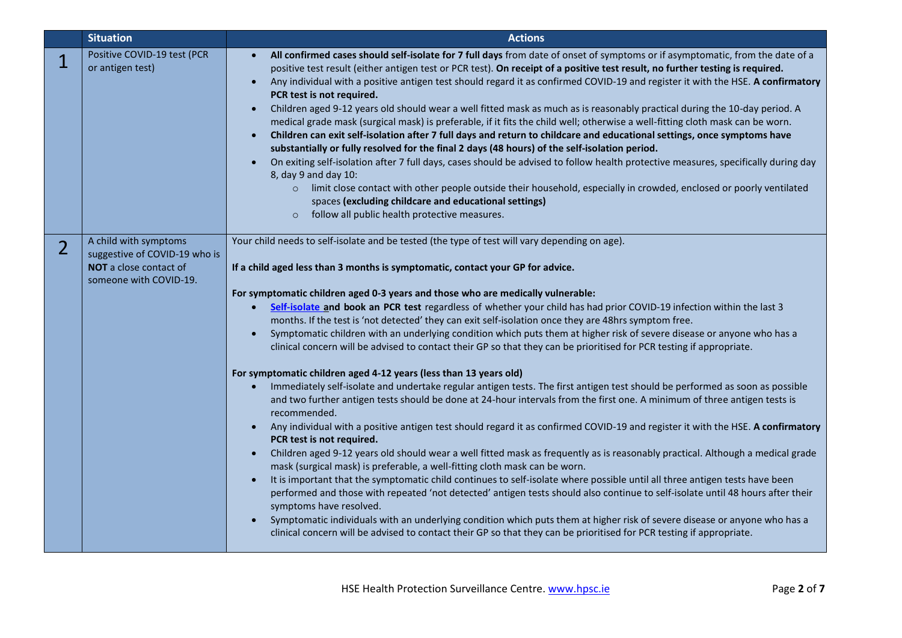| | Situation | Actions |
|---|---|---|
| 1 | Positive COVID-19 test (PCR or antigen test) | • **All confirmed cases should self-isolate for 7 full days** from date of onset of symptoms or if asymptomatic, from the date of a positive test result (either antigen test or PCR test). **On receipt of a positive test result, no further testing is required.**<br>• Any individual with a positive antigen test should regard it as confirmed COVID-19 and register it with the HSE. **A confirmatory PCR test is not required.**<br>• Children aged 9-12 years old should wear a well fitted mask as much as is reasonably practical during the 10-day period. A medical grade mask (surgical mask) is preferable, if it fits the child well; otherwise a well-fitting cloth mask can be worn.<br>• **Children can exit self-isolation after 7 full days and return to childcare and educational settings, once symptoms have substantially or fully resolved for the final 2 days (48 hours) of the self-isolation period.**<br>• On exiting self-isolation after 7 full days, cases should be advised to follow health protective measures, specifically during day 8, day 9 and day 10:<br>&nbsp;&nbsp;&nbsp;&nbsp;○ limit close contact with other people outside their household, especially in crowded, enclosed or poorly ventilated spaces **(excluding childcare and educational settings)**<br>&nbsp;&nbsp;&nbsp;&nbsp;○ follow all public health protective measures. |
| 2 | A child with symptoms suggestive of COVID-19 who is **NOT** a close contact of someone with COVID-19. | Your child needs to self-isolate and be tested (the type of test will vary depending on age).<br><br>**If a child aged less than 3 months is symptomatic, contact your GP for advice.**<br><br>**For symptomatic children aged 0-3 years and those who are medically vulnerable:**<br>• **Self-isolate and book an PCR test** regardless of whether your child has had prior COVID-19 infection within the last 3 months. If the test is 'not detected' they can exit self-isolation once they are 48hrs symptom free.<br>• Symptomatic children with an underlying condition which puts them at higher risk of severe disease or anyone who has a clinical concern will be advised to contact their GP so that they can be prioritised for PCR testing if appropriate.<br><br>**For symptomatic children aged 4-12 years (less than 13 years old)**<br>• Immediately self-isolate and undertake regular antigen tests. The first antigen test should be performed as soon as possible and two further antigen tests should be done at 24-hour intervals from the first one. A minimum of three antigen tests is recommended.<br>• Any individual with a positive antigen test should regard it as confirmed COVID-19 and register it with the HSE. **A confirmatory PCR test is not required.**<br>• Children aged 9-12 years old should wear a well fitted mask as frequently as is reasonably practical. Although a medical grade mask (surgical mask) is preferable, a well-fitting cloth mask can be worn.<br>• It is important that the symptomatic child continues to self-isolate where possible until all three antigen tests have been performed and those with repeated 'not detected' antigen tests should also continue to self-isolate until 48 hours after their symptoms have resolved.<br>• Symptomatic individuals with an underlying condition which puts them at higher risk of severe disease or anyone who has a clinical concern will be advised to contact their GP so that they can be prioritised for PCR testing if appropriate. |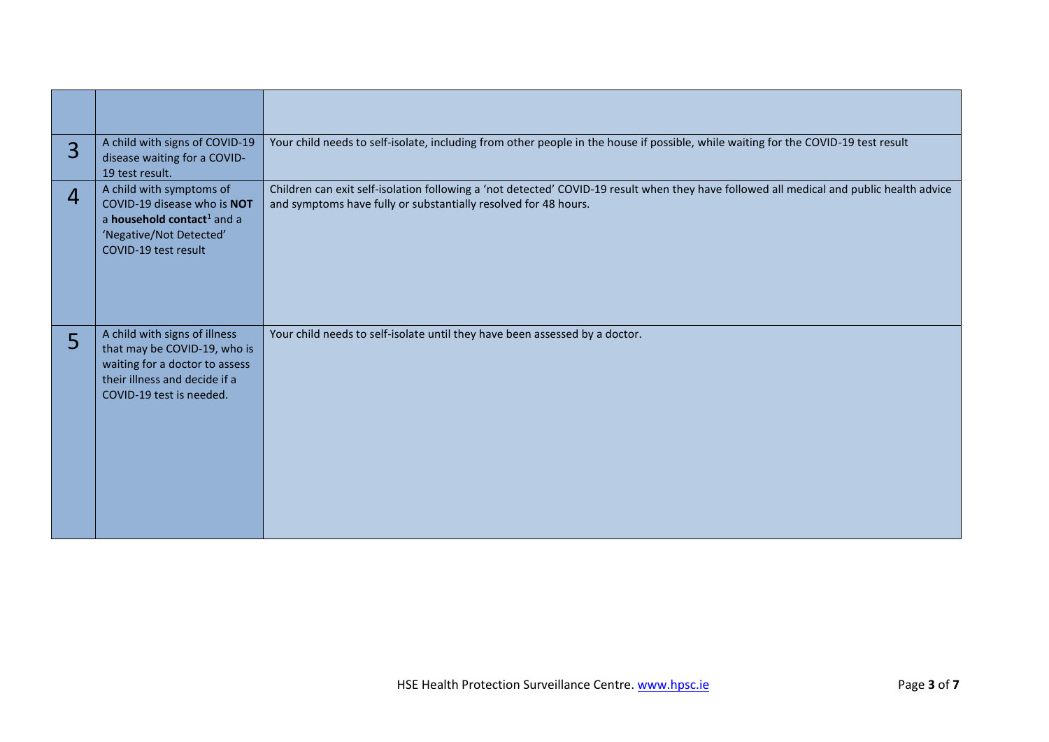| | | |
|---|---|---|
| 3 | A child with signs of COVID-19 disease waiting for a COVID-19 test result. | Your child needs to self-isolate, including from other people in the house if possible, while waiting for the COVID-19 test result |
| 4 | A child with symptoms of COVID-19 disease who is **NOT** a **household contact**[1] and a 'Negative/Not Detected' COVID-19 test result | Children can exit self-isolation following a 'not detected' COVID-19 result when they have followed all medical and public health advice and symptoms have fully or substantially resolved for 48 hours. |
| 5 | A child with signs of illness that may be COVID-19, who is waiting for a doctor to assess their illness and decide if a COVID-19 test is needed. | Your child needs to self-isolate until they have been assessed by a doctor. |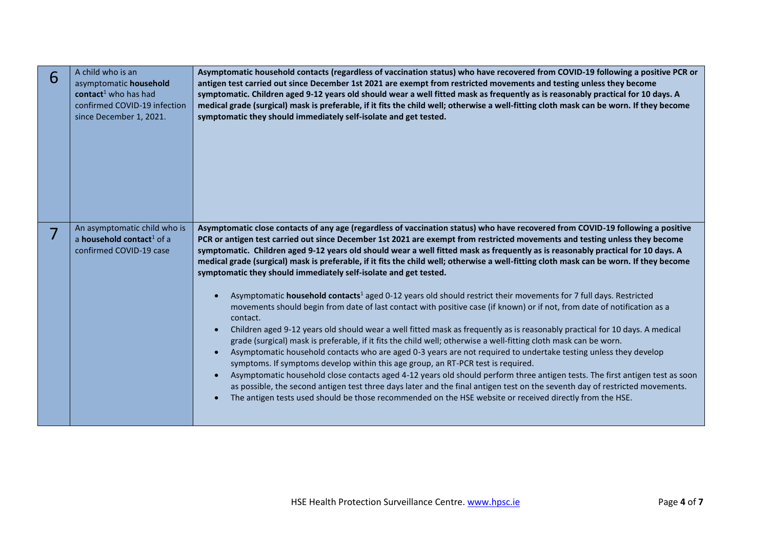| | | |
|---|---|---|
| 6 | A child who is an asymptomatic **household contact**[1] who has had confirmed COVID-19 infection since December 1, 2021. | **Asymptomatic household contacts (regardless of vaccination status) who have recovered from COVID-19 following a positive PCR or antigen test carried out since December 1st 2021 are exempt from restricted movements and testing unless they become symptomatic. Children aged 9-12 years old should wear a well fitted mask as frequently as is reasonably practical for 10 days. A medical grade (surgical) mask is preferable, if it fits the child well; otherwise a well-fitting cloth mask can be worn. If they become symptomatic they should immediately self-isolate and get tested.** |
| 7 | An asymptomatic child who is a **household contact**[1] of a confirmed COVID-19 case | **Asymptomatic close contacts of any age (regardless of vaccination status) who have recovered from COVID-19 following a positive PCR or antigen test carried out since December 1st 2021 are exempt from restricted movements and testing unless they become symptomatic. Children aged 9-12 years old should wear a well fitted mask as frequently as is reasonably practical for 10 days. A medical grade (surgical) mask is preferable, if it fits the child well; otherwise a well-fitting cloth mask can be worn. If they become symptomatic they should immediately self-isolate and get tested.**<br><br>• Asymptomatic **household contacts**[1] aged 0-12 years old should restrict their movements for 7 full days. Restricted movements should begin from date of last contact with positive case (if known) or if not, from date of notification as a contact.<br>• Children aged 9-12 years old should wear a well fitted mask as frequently as is reasonably practical for 10 days. A medical grade (surgical) mask is preferable, if it fits the child well; otherwise a well-fitting cloth mask can be worn.<br>• Asymptomatic household contacts who are aged 0-3 years are not required to undertake testing unless they develop symptoms. If symptoms develop within this age group, an RT-PCR test is required.<br>• Asymptomatic household close contacts aged 4-12 years old should perform three antigen tests. The first antigen test as soon as possible, the second antigen test three days later and the final antigen test on the seventh day of restricted movements.<br>• The antigen tests used should be those recommended on the HSE website or received directly from the HSE. |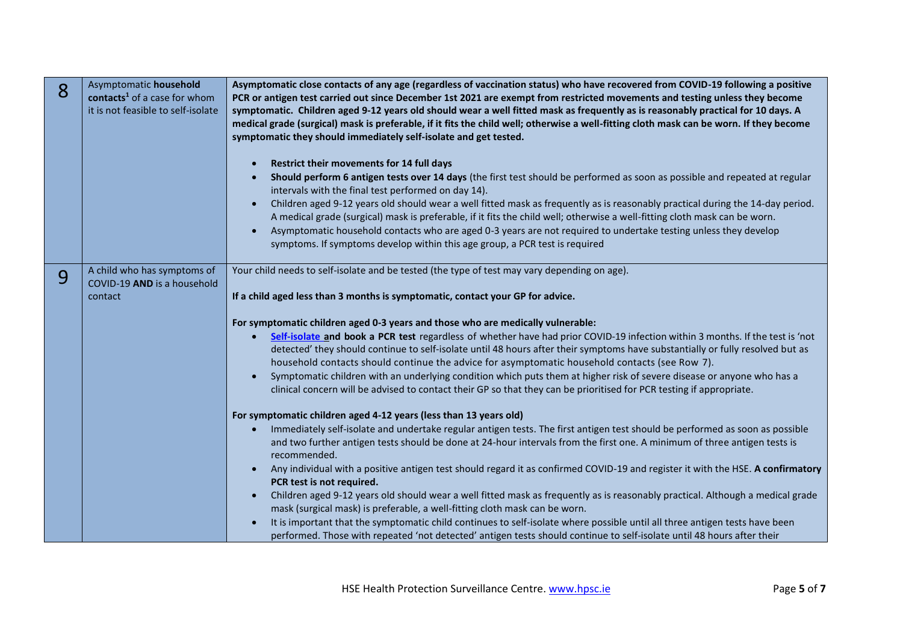| | | |
|---|---|---|
| 8 | Asymptomatic **household contacts**[1] of a case for whom it is not feasible to self-isolate | **Asymptomatic close contacts of any age (regardless of vaccination status) who have recovered from COVID-19 following a positive PCR or antigen test carried out since December 1st 2021 are exempt from restricted movements and testing unless they become symptomatic. Children aged 9-12 years old should wear a well fitted mask as frequently as is reasonably practical for 10 days. A medical grade (surgical) mask is preferable, if it fits the child well; otherwise a well-fitting cloth mask can be worn. If they become symptomatic they should immediately self-isolate and get tested.**<br><br>• **Restrict their movements for 14 full days**<br>• **Should perform 6 antigen tests over 14 days** (the first test should be performed as soon as possible and repeated at regular intervals with the final test performed on day 14).<br>• Children aged 9-12 years old should wear a well fitted mask as frequently as is reasonably practical during the 14-day period. A medical grade (surgical) mask is preferable, if it fits the child well; otherwise a well-fitting cloth mask can be worn.<br>• Asymptomatic household contacts who are aged 0-3 years are not required to undertake testing unless they develop symptoms. If symptoms develop within this age group, a PCR test is required |
| 9 | A child who has symptoms of COVID-19 **AND** is a household contact | Your child needs to self-isolate and be tested (the type of test may vary depending on age).<br><br>**If a child aged less than 3 months is symptomatic, contact your GP for advice.**<br><br>**For symptomatic children aged 0-3 years and those who are medically vulnerable:**<br>• **Self-isolate and book a PCR test** regardless of whether have had prior COVID-19 infection within 3 months. If the test is 'not detected' they should continue to self-isolate until 48 hours after their symptoms have substantially or fully resolved but as household contacts should continue the advice for asymptomatic household contacts (see Row 7).<br>• Symptomatic children with an underlying condition which puts them at higher risk of severe disease or anyone who has a clinical concern will be advised to contact their GP so that they can be prioritised for PCR testing if appropriate.<br><br>**For symptomatic children aged 4-12 years (less than 13 years old)**<br>• Immediately self-isolate and undertake regular antigen tests. The first antigen test should be performed as soon as possible and two further antigen tests should be done at 24-hour intervals from the first one. A minimum of three antigen tests is recommended.<br>• Any individual with a positive antigen test should regard it as confirmed COVID-19 and register it with the HSE. **A confirmatory PCR test is not required.**<br>• Children aged 9-12 years old should wear a well fitted mask as frequently as is reasonably practical. Although a medical grade mask (surgical mask) is preferable, a well-fitting cloth mask can be worn.<br>• It is important that the symptomatic child continues to self-isolate where possible until all three antigen tests have been performed. Those with repeated 'not detected' antigen tests should continue to self-isolate until 48 hours after their |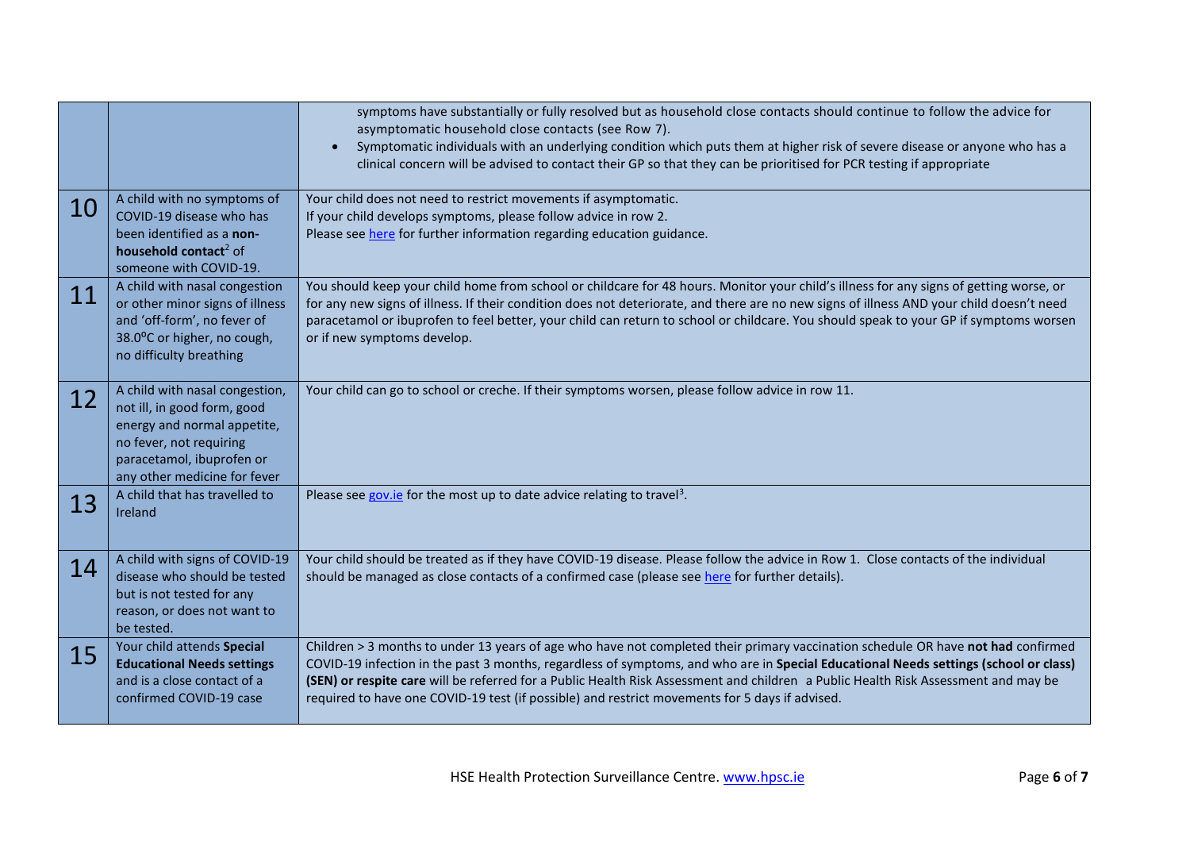| | | |
|---|---|---|
| | | symptoms have substantially or fully resolved but as household close contacts should continue to follow the advice for asymptomatic household close contacts (see Row 7).<br>• Symptomatic individuals with an underlying condition which puts them at higher risk of severe disease or anyone who has a clinical concern will be advised to contact their GP so that they can be prioritised for PCR testing if appropriate |
| 10 | A child with no symptoms of COVID-19 disease who has been identified as a **non-household contact**[2] of someone with COVID-19. | Your child does not need to restrict movements if asymptomatic.<br>If your child develops symptoms, please follow advice in row 2.<br>Please see [here](here) for further information regarding education guidance. |
| 11 | A child with nasal congestion or other minor signs of illness and 'off-form', no fever of 38.0°C or higher, no cough, no difficulty breathing | You should keep your child home from school or childcare for 48 hours. Monitor your child's illness for any signs of getting worse, or for any new signs of illness. If their condition does not deteriorate, and there are no new signs of illness AND your child doesn't need paracetamol or ibuprofen to feel better, your child can return to school or childcare. You should speak to your GP if symptoms worsen or if new symptoms develop. |
| 12 | A child with nasal congestion, not ill, in good form, good energy and normal appetite, no fever, not requiring paracetamol, ibuprofen or any other medicine for fever | Your child can go to school or creche. If their symptoms worsen, please follow advice in row 11. |
| 13 | A child that has travelled to Ireland | Please see [gov.ie](gov.ie) for the most up to date advice relating to travel[3]. |
| 14 | A child with signs of COVID-19 disease who should be tested but is not tested for any reason, or does not want to be tested. | Your child should be treated as if they have COVID-19 disease. Please follow the advice in Row 1. Close contacts of the individual should be managed as close contacts of a confirmed case (please see [here](here) for further details). |
| 15 | Your child attends **Special Educational Needs settings** and is a close contact of a confirmed COVID-19 case | Children > 3 months to under 13 years of age who have not completed their primary vaccination schedule OR have **not had** confirmed COVID-19 infection in the past 3 months, regardless of symptoms, and who are in **Special Educational Needs settings (school or class) (SEN) or respite care** will be referred for a Public Health Risk Assessment and children a Public Health Risk Assessment and may be required to have one COVID-19 test (if possible) and restrict movements for 5 days if advised. |

HSE Health Protection Surveillance Centre. [www.hpsc.ie](www.hpsc.ie)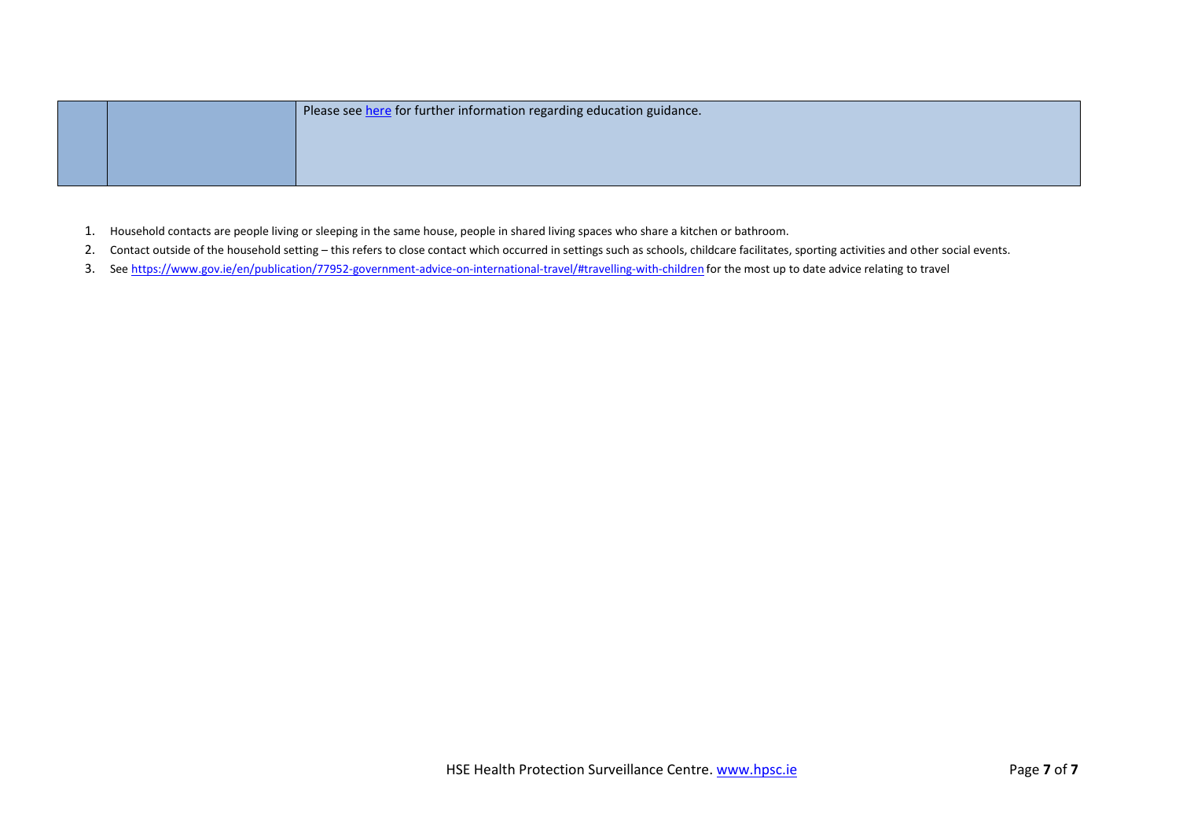| | | |
|---|---|---|
| | | Please see [here](here) for further information regarding education guidance. |

1. Household contacts are people living or sleeping in the same house, people in shared living spaces who share a kitchen or bathroom.
2. Contact outside of the household setting – this refers to close contact which occurred in settings such as schools, childcare facilitates, sporting activities and other social events.
3. See https://www.gov.ie/en/publication/77952-government-advice-on-international-travel/#travelling-with-children for the most up to date advice relating to travel